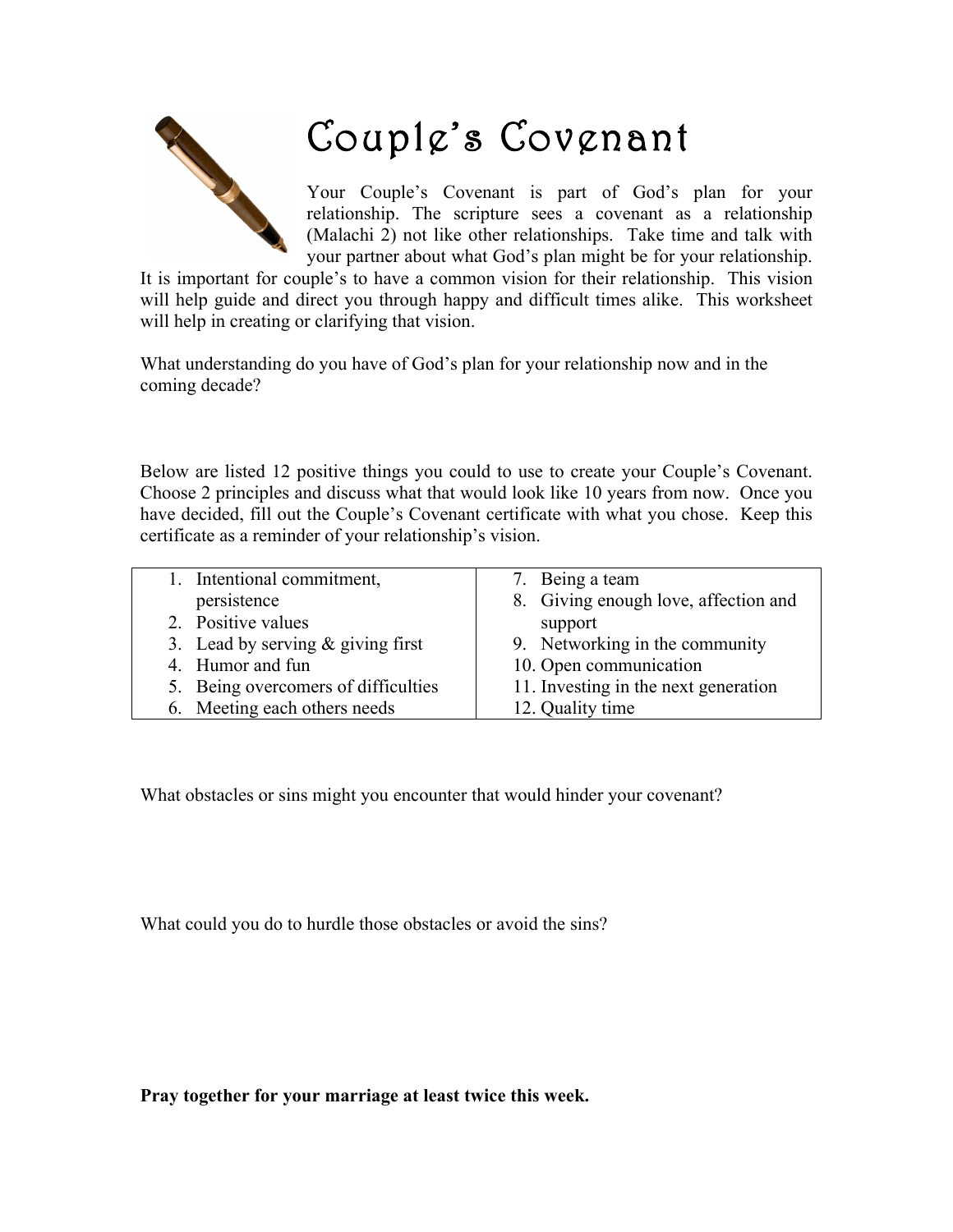# Couple's Covenant

Your Couple's Covenant is part of God's plan for your relationship. The scripture sees a covenant as a relationship (Malachi 2) not like other relationships. Take time and talk with your partner about what God's plan might be for your relationship. It is important for couple's to have a common vision for their relationship. This vision will help guide and direct you through happy and difficult times alike. This worksheet will help in creating or clarifying that vision.

What understanding do you have of God's plan for your relationship now and in the coming decade?

Below are listed 12 positive things you could to use to create your Couple's Covenant. Choose 2 principles and discuss what that would look like 10 years from now. Once you have decided, fill out the Couple's Covenant certificate with what you chose. Keep this certificate as a reminder of your relationship's vision.

| | |
|---|---|
| 1. Intentional commitment, persistence | 7. Being a team |
| 2. Positive values | 8. Giving enough love, affection and support |
| 3. Lead by serving & giving first | 9. Networking in the community |
| 4. Humor and fun | 10. Open communication |
| 5. Being overcomers of difficulties | 11. Investing in the next generation |
| 6. Meeting each others needs | 12. Quality time |

What obstacles or sins might you encounter that would hinder your covenant?

What could you do to hurdle those obstacles or avoid the sins?

**Pray together for your marriage at least twice this week.**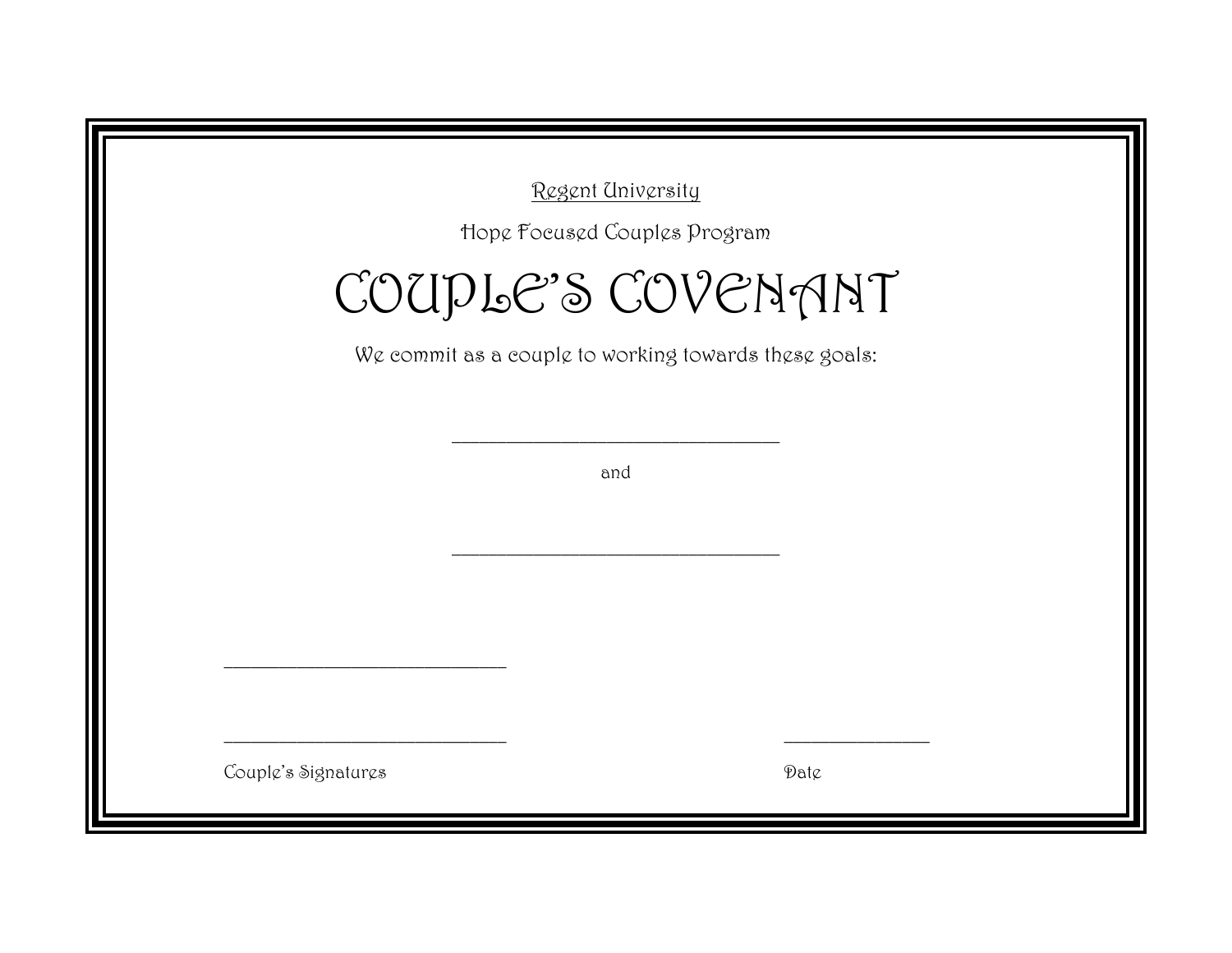Regent University

Hope Focused Couples Program

# COUPLE'S COVENANT

We commit as a couple to working towards these goals:

_______________________________________

and

_______________________________________

_________________________________

_________________________________ _________________

Couple's Signatures Date